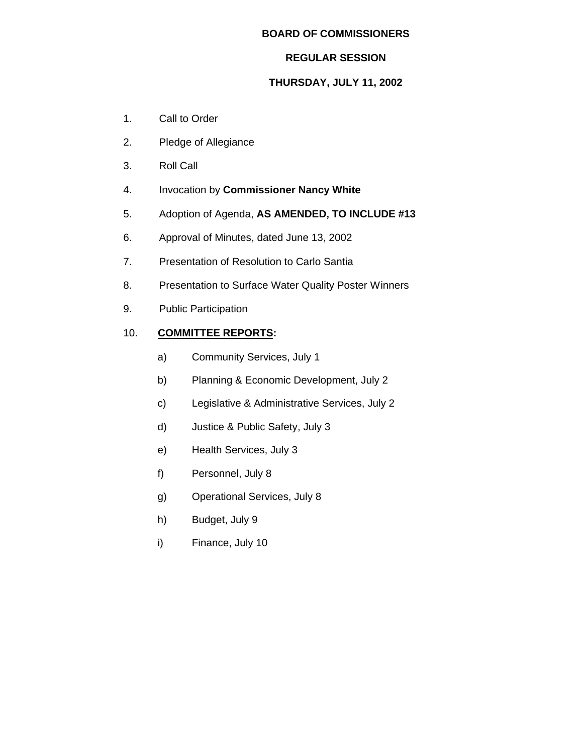**BOARD OF COMMISSIONERS**

**REGULAR SESSION**

**THURSDAY, JULY 11, 2002**

1. Call to Order
2. Pledge of Allegiance
3. Roll Call
4. Invocation by **Commissioner Nancy White**
5. Adoption of Agenda, **AS AMENDED, TO INCLUDE #13**
6. Approval of Minutes, dated June 13, 2002
7. Presentation of Resolution to Carlo Santia
8. Presentation to Surface Water Quality Poster Winners
9. Public Participation
10. **<u>COMMITTEE REPORTS</u>:**

    a) Community Services, July 1

    b) Planning & Economic Development, July 2

    c) Legislative & Administrative Services, July 2

    d) Justice & Public Safety, July 3

    e) Health Services, July 3

    f) Personnel, July 8

    g) Operational Services, July 8

    h) Budget, July 9

    i) Finance, July 10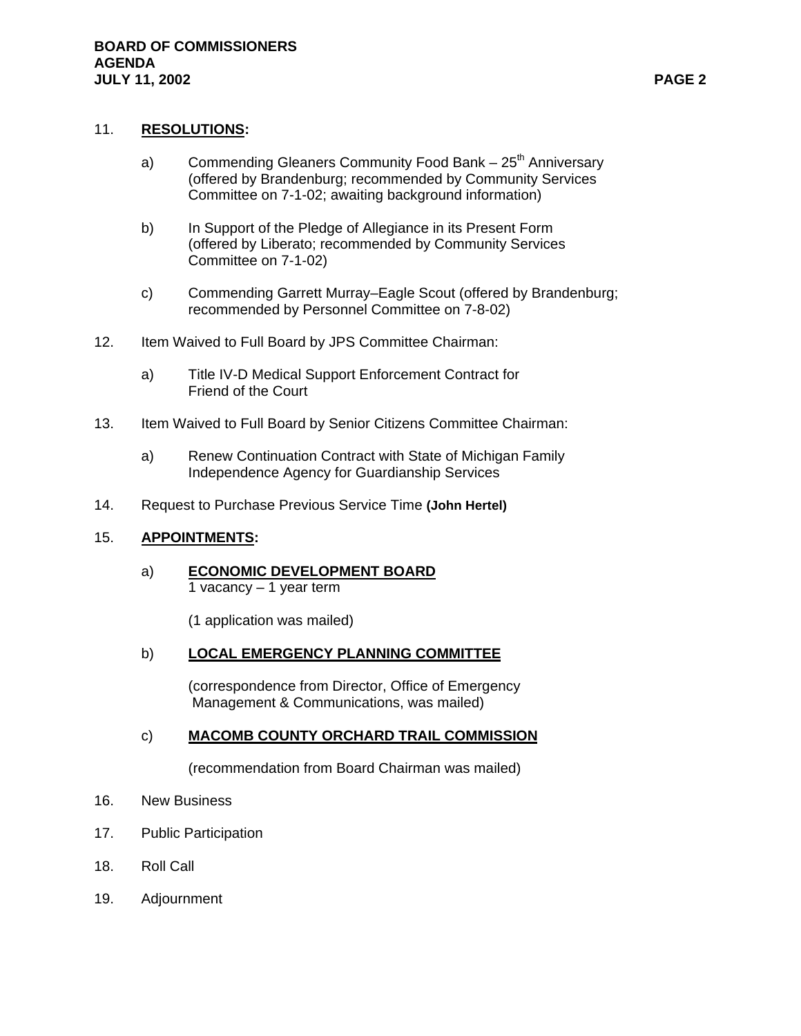11. **RESOLUTIONS:**

    a) Commending Gleaners Community Food Bank – $25^{th}$ Anniversary (offered by Brandenburg; recommended by Community Services Committee on 7-1-02; awaiting background information)

    b) In Support of the Pledge of Allegiance in its Present Form (offered by Liberato; recommended by Community Services Committee on 7-1-02)

    c) Commending Garrett Murray–Eagle Scout (offered by Brandenburg; recommended by Personnel Committee on 7-8-02)

12. Item Waived to Full Board by JPS Committee Chairman:

    a) Title IV-D Medical Support Enforcement Contract for Friend of the Court

13. Item Waived to Full Board by Senior Citizens Committee Chairman:

    a) Renew Continuation Contract with State of Michigan Family Independence Agency for Guardianship Services

14. Request to Purchase Previous Service Time **(John Hertel)**

15. **APPOINTMENTS:**

    a) **ECONOMIC DEVELOPMENT BOARD**
    1 vacancy – 1 year term

    (1 application was mailed)

    b) **LOCAL EMERGENCY PLANNING COMMITTEE**

    (correspondence from Director, Office of Emergency Management & Communications, was mailed)

    c) **MACOMB COUNTY ORCHARD TRAIL COMMISSION**

    (recommendation from Board Chairman was mailed)

16. New Business

17. Public Participation

18. Roll Call

19. Adjournment